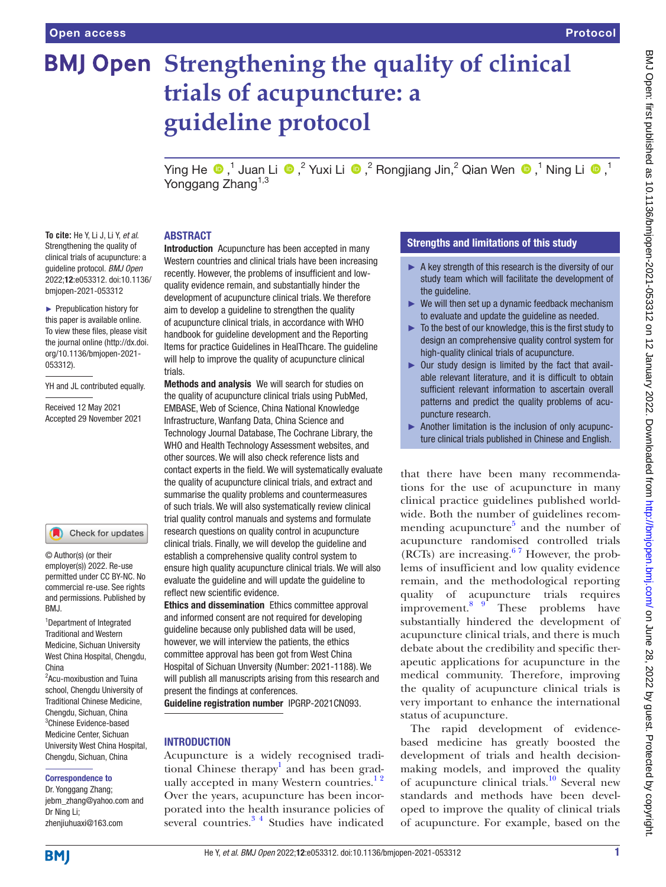# Strengthening the quality of clinical trials of acupuncture: a guideline protocol

Ying He,[1] Juan Li,[2] Yuxi Li,[2] Rongjiang Jin,[2] Qian Wen,[1] Ning Li,[1] Yonggang Zhang[1,3]

**To cite:** He Y, Li J, Li Y, *et al*. Strengthening the quality of clinical trials of acupuncture: a guideline protocol. *BMJ Open* 2022;**12**:e053312. doi:10.1136/bmjopen-2021-053312

► Prepublication history for this paper is available online. To view these files, please visit the journal online (http://dx.doi.org/10.1136/bmjopen-2021-053312).

YH and JL contributed equally.

Received 12 May 2021
Accepted 29 November 2021

© Author(s) (or their employer(s)) 2022. Re-use permitted under CC BY-NC. No commercial re-use. See rights and permissions. Published by BMJ.

[1]Department of Integrated Traditional and Western Medicine, Sichuan University West China Hospital, Chengdu, China
[2]Acu-moxibustion and Tuina school, Chengdu University of Traditional Chinese Medicine, Chengdu, Sichuan, China
[3]Chinese Evidence-based Medicine Center, Sichuan University West China Hospital, Chengdu, Sichuan, China

**Correspondence to**
Dr. Yonggang Zhang; jebm_zhang@yahoo.com and Dr Ning Li; zhenjiuhuaxi@163.com

## ABSTRACT

**Introduction** Acupuncture has been accepted in many Western countries and clinical trials have been increasing recently. However, the problems of insufficient and low-quality evidence remain, and substantially hinder the development of acupuncture clinical trials. We therefore aim to develop a guideline to strengthen the quality of acupuncture clinical trials, in accordance with WHO handbook for guideline development and the Reporting Items for practice Guidelines in HealThcare. The guideline will help to improve the quality of acupuncture clinical trials.

**Methods and analysis** We will search for studies on the quality of acupuncture clinical trials using PubMed, EMBASE, Web of Science, China National Knowledge Infrastructure, Wanfang Data, China Science and Technology Journal Database, The Cochrane Library, the WHO and Health Technology Assessment websites, and other sources. We will also check reference lists and contact experts in the field. We will systematically evaluate the quality of acupuncture clinical trials, and extract and summarise the quality problems and countermeasures of such trials. We will also systematically review clinical trial quality control manuals and systems and formulate research questions on quality control in acupuncture clinical trials. Finally, we will develop the guideline and establish a comprehensive quality control system to ensure high quality acupuncture clinical trials. We will also evaluate the guideline and will update the guideline to reflect new scientific evidence.

**Ethics and dissemination** Ethics committee approval and informed consent are not required for developing guideline because only published data will be used, however, we will interview the patients, the ethics committee approval has been got from West China Hospital of Sichuan University (Number: 2021-1188). We will publish all manuscripts arising from this research and present the findings at conferences.

**Guideline registration number** IPGRP-2021CN093.

### Strengths and limitations of this study

- A key strength of this research is the diversity of our study team which will facilitate the development of the guideline.
- We will then set up a dynamic feedback mechanism to evaluate and update the guideline as needed.
- To the best of our knowledge, this is the first study to design an comprehensive quality control system for high-quality clinical trials of acupuncture.
- Our study design is limited by the fact that available relevant literature, and it is difficult to obtain sufficient relevant information to ascertain overall patterns and predict the quality problems of acupuncture research.
- Another limitation is the inclusion of only acupuncture clinical trials published in Chinese and English.

## INTRODUCTION

Acupuncture is a widely recognised traditional Chinese therapy[1] and has been gradually accepted in many Western countries.[1,2] Over the years, acupuncture has been incorporated into the health insurance policies of several countries.[3,4] Studies have indicated that there have been many recommendations for the use of acupuncture in many clinical practice guidelines published worldwide. Both the number of guidelines recommending acupuncture[5] and the number of acupuncture randomised controlled trials (RCTs) are increasing.[6,7] However, the problems of insufficient and low quality evidence remain, and the methodological reporting quality of acupuncture trials requires improvement.[8,9] These problems have substantially hindered the development of acupuncture clinical trials, and there is much debate about the credibility and specific therapeutic applications for acupuncture in the medical community. Therefore, improving the quality of acupuncture clinical trials is very important to enhance the international status of acupuncture.

The rapid development of evidence-based medicine has greatly boosted the development of trials and health decision-making models, and improved the quality of acupuncture clinical trials.[10] Several new standards and methods have been developed to improve the quality of clinical trials of acupuncture. For example, based on the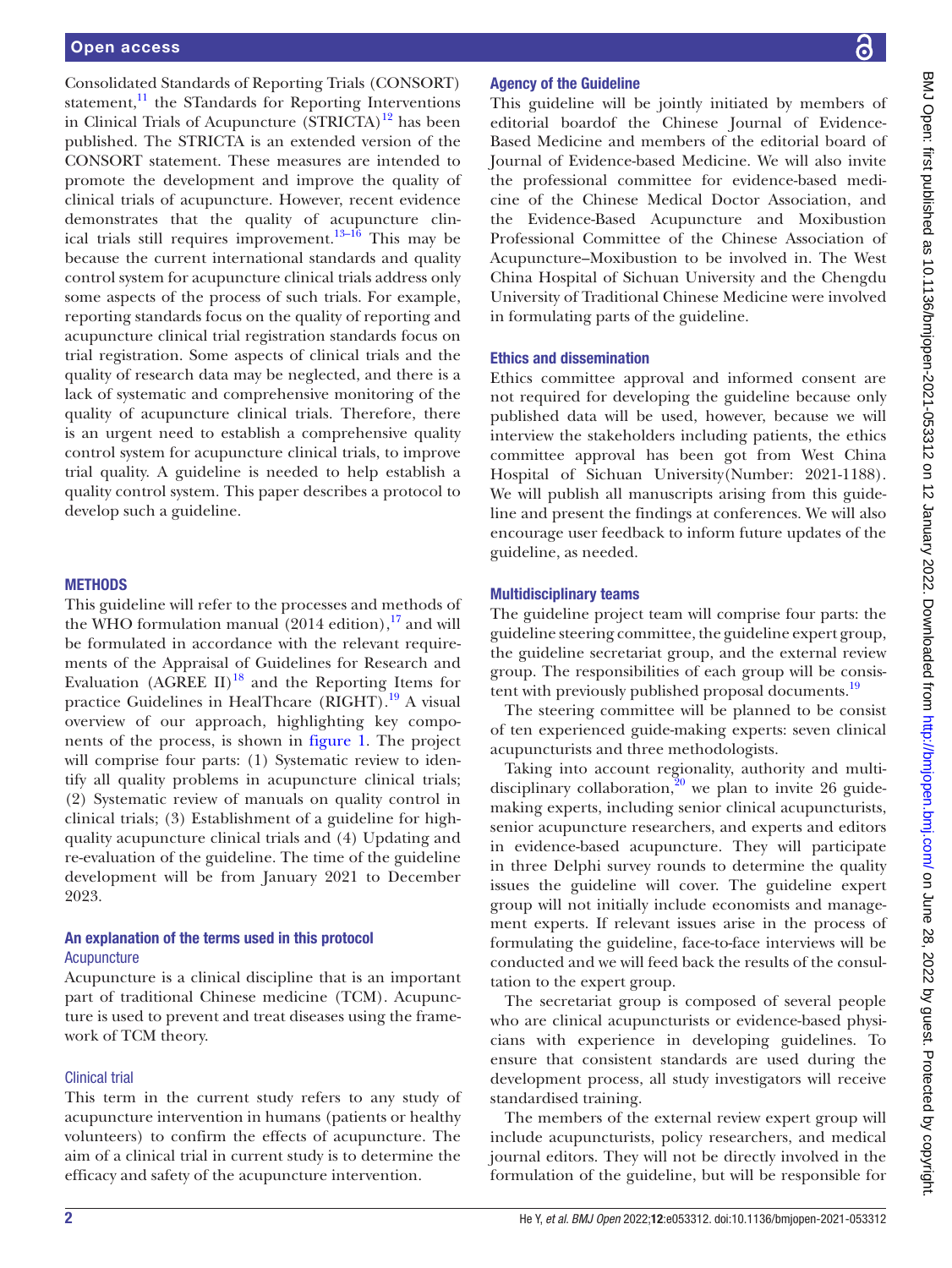Consolidated Standards of Reporting Trials (CONSORT) statement,[11] the STandards for Reporting Interventions in Clinical Trials of Acupuncture (STRICTA)[12] has been published. The STRICTA is an extended version of the CONSORT statement. These measures are intended to promote the development and improve the quality of clinical trials of acupuncture. However, recent evidence demonstrates that the quality of acupuncture clinical trials still requires improvement.[13–16] This may be because the current international standards and quality control system for acupuncture clinical trials address only some aspects of the process of such trials. For example, reporting standards focus on the quality of reporting and acupuncture clinical trial registration standards focus on trial registration. Some aspects of clinical trials and the quality of research data may be neglected, and there is a lack of systematic and comprehensive monitoring of the quality of acupuncture clinical trials. Therefore, there is an urgent need to establish a comprehensive quality control system for acupuncture clinical trials, to improve trial quality. A guideline is needed to help establish a quality control system. This paper describes a protocol to develop such a guideline.

## METHODS

This guideline will refer to the processes and methods of the WHO formulation manual (2014 edition),[17] and will be formulated in accordance with the relevant requirements of the Appraisal of Guidelines for Research and Evaluation (AGREE II)[18] and the Reporting Items for practice Guidelines in HealThcare (RIGHT).[19] A visual overview of our approach, highlighting key components of the process, is shown in figure 1. The project will comprise four parts: (1) Systematic review to identify all quality problems in acupuncture clinical trials; (2) Systematic review of manuals on quality control in clinical trials; (3) Establishment of a guideline for high-quality acupuncture clinical trials and (4) Updating and re-evaluation of the guideline. The time of the guideline development will be from January 2021 to December 2023.

### An explanation of the terms used in this protocol

#### Acupuncture

Acupuncture is a clinical discipline that is an important part of traditional Chinese medicine (TCM). Acupuncture is used to prevent and treat diseases using the framework of TCM theory.

#### Clinical trial

This term in the current study refers to any study of acupuncture intervention in humans (patients or healthy volunteers) to confirm the effects of acupuncture. The aim of a clinical trial in current study is to determine the efficacy and safety of the acupuncture intervention.

### Agency of the Guideline

This guideline will be jointly initiated by members of editorial boardof the Chinese Journal of Evidence-Based Medicine and members of the editorial board of Journal of Evidence-based Medicine. We will also invite the professional committee for evidence-based medicine of the Chinese Medical Doctor Association, and the Evidence-Based Acupuncture and Moxibustion Professional Committee of the Chinese Association of Acupuncture–Moxibustion to be involved in. The West China Hospital of Sichuan University and the Chengdu University of Traditional Chinese Medicine were involved in formulating parts of the guideline.

### Ethics and dissemination

Ethics committee approval and informed consent are not required for developing the guideline because only published data will be used, however, because we will interview the stakeholders including patients, the ethics committee approval has been got from West China Hospital of Sichuan University(Number: 2021-1188). We will publish all manuscripts arising from this guideline and present the findings at conferences. We will also encourage user feedback to inform future updates of the guideline, as needed.

### Multidisciplinary teams

The guideline project team will comprise four parts: the guideline steering committee, the guideline expert group, the guideline secretariat group, and the external review group. The responsibilities of each group will be consistent with previously published proposal documents.[19]

The steering committee will be planned to be consist of ten experienced guide-making experts: seven clinical acupuncturists and three methodologists.

Taking into account regionality, authority and multidisciplinary collaboration,[20] we plan to invite 26 guide-making experts, including senior clinical acupuncturists, senior acupuncture researchers, and experts and editors in evidence-based acupuncture. They will participate in three Delphi survey rounds to determine the quality issues the guideline will cover. The guideline expert group will not initially include economists and management experts. If relevant issues arise in the process of formulating the guideline, face-to-face interviews will be conducted and we will feed back the results of the consultation to the expert group.

The secretariat group is composed of several people who are clinical acupuncturists or evidence-based physicians with experience in developing guidelines. To ensure that consistent standards are used during the development process, all study investigators will receive standardised training.

The members of the external review expert group will include acupuncturists, policy researchers, and medical journal editors. They will not be directly involved in the formulation of the guideline, but will be responsible for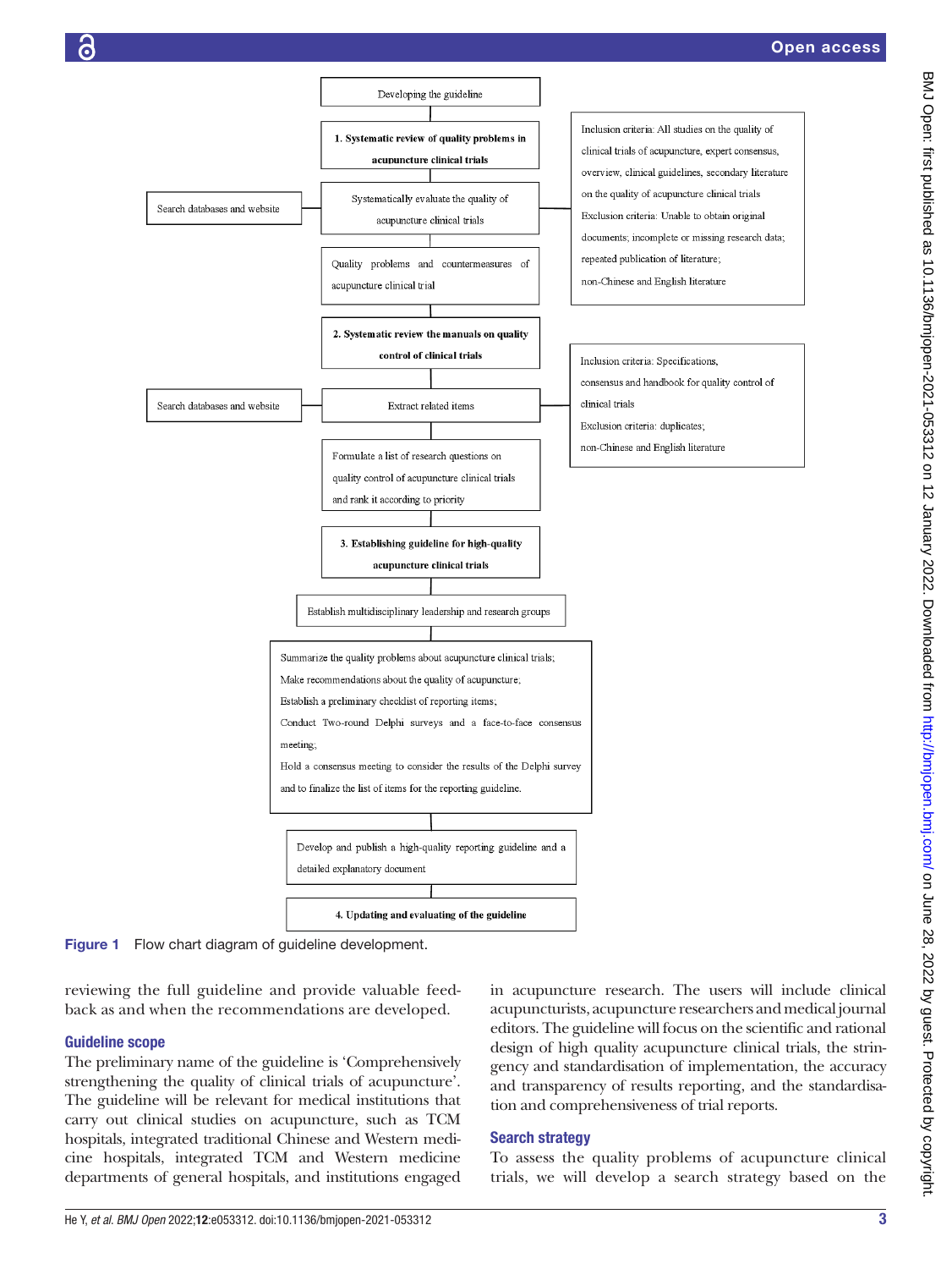Developing the guideline

**1. Systematic review of quality problems in acupuncture clinical trials**

Search databases and website

Systematically evaluate the quality of acupuncture clinical trials

Inclusion criteria: All studies on the quality of clinical trials of acupuncture, expert consensus, overview, clinical guidelines, secondary literature on the quality of acupuncture clinical trials
Exclusion criteria: Unable to obtain original documents; incomplete or missing research data; repeated publication of literature; non-Chinese and English literature

Quality problems and countermeasures of acupuncture clinical trial

**2. Systematic review the manuals on quality control of clinical trials**

Search databases and website

Extract related items

Inclusion criteria: Specifications, consensus and handbook for quality control of clinical trials
Exclusion criteria: duplicates; non-Chinese and English literature

Formulate a list of research questions on quality control of acupuncture clinical trials and rank it according to priority

**3. Establishing guideline for high-quality acupuncture clinical trials**

Establish multidisciplinary leadership and research groups

Summarize the quality problems about acupuncture clinical trials;
Make recommendations about the quality of acupuncture;
Establish a preliminary checklist of reporting items;
Conduct Two-round Delphi surveys and a face-to-face consensus meeting;
Hold a consensus meeting to consider the results of the Delphi survey and to finalize the list of items for the reporting guideline.

Develop and publish a high-quality reporting guideline and a detailed explanatory document

**4. Updating and evaluating of the guideline**

**Figure 1** Flow chart diagram of guideline development.

reviewing the full guideline and provide valuable feedback as and when the recommendations are developed.

## Guideline scope

The preliminary name of the guideline is 'Comprehensively strengthening the quality of clinical trials of acupuncture'. The guideline will be relevant for medical institutions that carry out clinical studies on acupuncture, such as TCM hospitals, integrated traditional Chinese and Western medicine hospitals, integrated TCM and Western medicine departments of general hospitals, and institutions engaged in acupuncture research. The users will include clinical acupuncturists, acupuncture researchers and medical journal editors. The guideline will focus on the scientific and rational design of high quality acupuncture clinical trials, the stringency and standardisation of implementation, the accuracy and transparency of results reporting, and the standardisation and comprehensiveness of trial reports.

## Search strategy

To assess the quality problems of acupuncture clinical trials, we will develop a search strategy based on the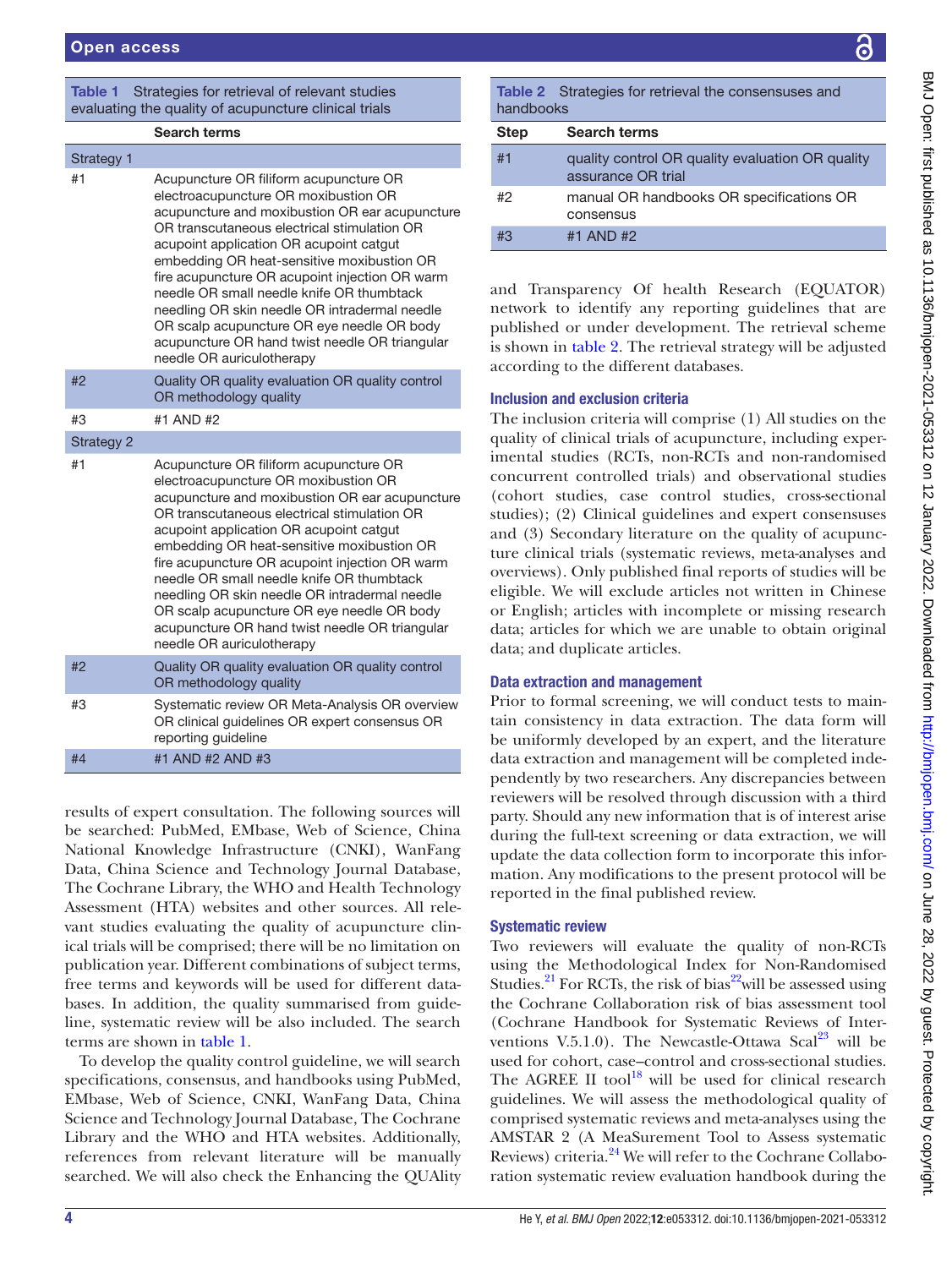Table 1 Strategies for retrieval of relevant studies evaluating the quality of acupuncture clinical trials

| | Search terms |
|---|---|
| Strategy 1 | |
| #1 | Acupuncture OR filiform acupuncture OR electroacupuncture OR moxibustion OR acupuncture and moxibustion OR ear acupuncture OR transcutaneous electrical stimulation OR acupoint application OR acupoint catgut embedding OR heat-sensitive moxibustion OR fire acupuncture OR acupoint injection OR warm needle OR small needle knife OR thumbtack needling OR skin needle OR intradermal needle OR scalp acupuncture OR eye needle OR body acupuncture OR hand twist needle OR triangular needle OR auriculotherapy |
| #2 | Quality OR quality evaluation OR quality control OR methodology quality |
| #3 | #1 AND #2 |
| Strategy 2 | |
| #1 | Acupuncture OR filiform acupuncture OR electroacupuncture OR moxibustion OR acupuncture and moxibustion OR ear acupuncture OR transcutaneous electrical stimulation OR acupoint application OR acupoint catgut embedding OR heat-sensitive moxibustion OR fire acupuncture OR acupoint injection OR warm needle OR small needle knife OR thumbtack needling OR skin needle OR intradermal needle OR scalp acupuncture OR eye needle OR body acupuncture OR hand twist needle OR triangular needle OR auriculotherapy |
| #2 | Quality OR quality evaluation OR quality control OR methodology quality |
| #3 | Systematic review OR Meta-Analysis OR overview OR clinical guidelines OR expert consensus OR reporting guideline |
| #4 | #1 AND #2 AND #3 |

results of expert consultation. The following sources will be searched: PubMed, EMbase, Web of Science, China National Knowledge Infrastructure (CNKI), WanFang Data, China Science and Technology Journal Database, The Cochrane Library, the WHO and Health Technology Assessment (HTA) websites and other sources. All relevant studies evaluating the quality of acupuncture clinical trials will be comprised; there will be no limitation on publication year. Different combinations of subject terms, free terms and keywords will be used for different databases. In addition, the quality summarised from guideline, systematic review will be also included. The search terms are shown in table 1.

To develop the quality control guideline, we will search specifications, consensus, and handbooks using PubMed, EMbase, Web of Science, CNKI, WanFang Data, China Science and Technology Journal Database, The Cochrane Library and the WHO and HTA websites. Additionally, references from relevant literature will be manually searched. We will also check the Enhancing the QUAlity and Transparency Of health Research (EQUATOR) network to identify any reporting guidelines that are published or under development. The retrieval scheme is shown in table 2. The retrieval strategy will be adjusted according to the different databases.

Table 2 Strategies for retrieval the consensuses and handbooks

| Step | Search terms |
|---|---|
| #1 | quality control OR quality evaluation OR quality assurance OR trial |
| #2 | manual OR handbooks OR specifications OR consensus |
| #3 | #1 AND #2 |

### Inclusion and exclusion criteria

The inclusion criteria will comprise (1) All studies on the quality of clinical trials of acupuncture, including experimental studies (RCTs, non-RCTs and non-randomised concurrent controlled trials) and observational studies (cohort studies, case control studies, cross-sectional studies); (2) Clinical guidelines and expert consensuses and (3) Secondary literature on the quality of acupuncture clinical trials (systematic reviews, meta-analyses and overviews). Only published final reports of studies will be eligible. We will exclude articles not written in Chinese or English; articles with incomplete or missing research data; articles for which we are unable to obtain original data; and duplicate articles.

### Data extraction and management

Prior to formal screening, we will conduct tests to maintain consistency in data extraction. The data form will be uniformly developed by an expert, and the literature data extraction and management will be completed independently by two researchers. Any discrepancies between reviewers will be resolved through discussion with a third party. Should any new information that is of interest arise during the full-text screening or data extraction, we will update the data collection form to incorporate this information. Any modifications to the present protocol will be reported in the final published review.

### Systematic review

Two reviewers will evaluate the quality of non-RCTs using the Methodological Index for Non-Randomised Studies.[21] For RCTs, the risk of bias[22] will be assessed using the Cochrane Collaboration risk of bias assessment tool (Cochrane Handbook for Systematic Reviews of Interventions V.5.1.0). The Newcastle-Ottawa Scal[23] will be used for cohort, case–control and cross-sectional studies. The AGREE II tool[18] will be used for clinical research guidelines. We will assess the methodological quality of comprised systematic reviews and meta-analyses using the AMSTAR 2 (A MeaSurement Tool to Assess systematic Reviews) criteria.[24] We will refer to the Cochrane Collaboration systematic review evaluation handbook during the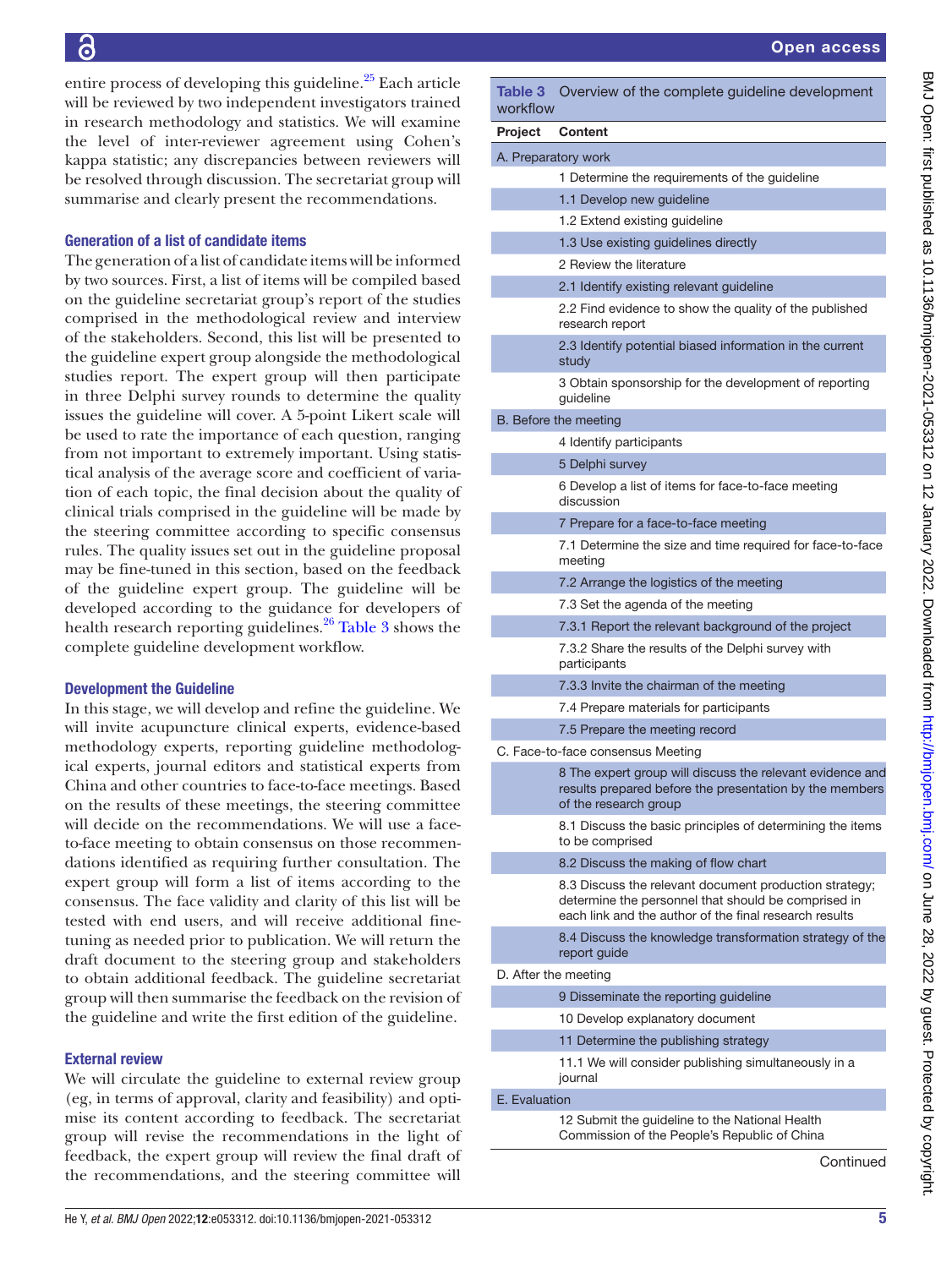entire process of developing this guideline.[25] Each article will be reviewed by two independent investigators trained in research methodology and statistics. We will examine the level of inter-reviewer agreement using Cohen's kappa statistic; any discrepancies between reviewers will be resolved through discussion. The secretariat group will summarise and clearly present the recommendations.

### Generation of a list of candidate items

The generation of a list of candidate items will be informed by two sources. First, a list of items will be compiled based on the guideline secretariat group's report of the studies comprised in the methodological review and interview of the stakeholders. Second, this list will be presented to the guideline expert group alongside the methodological studies report. The expert group will then participate in three Delphi survey rounds to determine the quality issues the guideline will cover. A 5-point Likert scale will be used to rate the importance of each question, ranging from not important to extremely important. Using statistical analysis of the average score and coefficient of variation of each topic, the final decision about the quality of clinical trials comprised in the guideline will be made by the steering committee according to specific consensus rules. The quality issues set out in the guideline proposal may be fine-tuned in this section, based on the feedback of the guideline expert group. The guideline will be developed according to the guidance for developers of health research reporting guidelines.[26] Table 3 shows the complete guideline development workflow.

### Development the Guideline

In this stage, we will develop and refine the guideline. We will invite acupuncture clinical experts, evidence-based methodology experts, reporting guideline methodological experts, journal editors and statistical experts from China and other countries to face-to-face meetings. Based on the results of these meetings, the steering committee will decide on the recommendations. We will use a face-to-face meeting to obtain consensus on those recommendations identified as requiring further consultation. The expert group will form a list of items according to the consensus. The face validity and clarity of this list will be tested with end users, and will receive additional fine-tuning as needed prior to publication. We will return the draft document to the steering group and stakeholders to obtain additional feedback. The guideline secretariat group will then summarise the feedback on the revision of the guideline and write the first edition of the guideline.

### External review

We will circulate the guideline to external review group (eg, in terms of approval, clarity and feasibility) and optimise its content according to feedback. The secretariat group will revise the recommendations in the light of feedback, the expert group will review the final draft of the recommendations, and the steering committee will

**Table 3** Overview of the complete guideline development workflow

| Project | Content |
|---|---|
| A. Preparatory work | |
| | 1 Determine the requirements of the guideline |
| | 1.1 Develop new guideline |
| | 1.2 Extend existing guideline |
| | 1.3 Use existing guidelines directly |
| | 2 Review the literature |
| | 2.1 Identify existing relevant guideline |
| | 2.2 Find evidence to show the quality of the published research report |
| | 2.3 Identify potential biased information in the current study |
| | 3 Obtain sponsorship for the development of reporting guideline |
| B. Before the meeting | |
| | 4 Identify participants |
| | 5 Delphi survey |
| | 6 Develop a list of items for face-to-face meeting discussion |
| | 7 Prepare for a face-to-face meeting |
| | 7.1 Determine the size and time required for face-to-face meeting |
| | 7.2 Arrange the logistics of the meeting |
| | 7.3 Set the agenda of the meeting |
| | 7.3.1 Report the relevant background of the project |
| | 7.3.2 Share the results of the Delphi survey with participants |
| | 7.3.3 Invite the chairman of the meeting |
| | 7.4 Prepare materials for participants |
| | 7.5 Prepare the meeting record |
| C. Face-to-face consensus Meeting | |
| | 8 The expert group will discuss the relevant evidence and results prepared before the presentation by the members of the research group |
| | 8.1 Discuss the basic principles of determining the items to be comprised |
| | 8.2 Discuss the making of flow chart |
| | 8.3 Discuss the relevant document production strategy; determine the personnel that should be comprised in each link and the author of the final research results |
| | 8.4 Discuss the knowledge transformation strategy of the report guide |
| D. After the meeting | |
| | 9 Disseminate the reporting guideline |
| | 10 Develop explanatory document |
| | 11 Determine the publishing strategy |
| | 11.1 We will consider publishing simultaneously in a journal |
| E. Evaluation | |
| | 12 Submit the guideline to the National Health Commission of the People's Republic of China |

Continued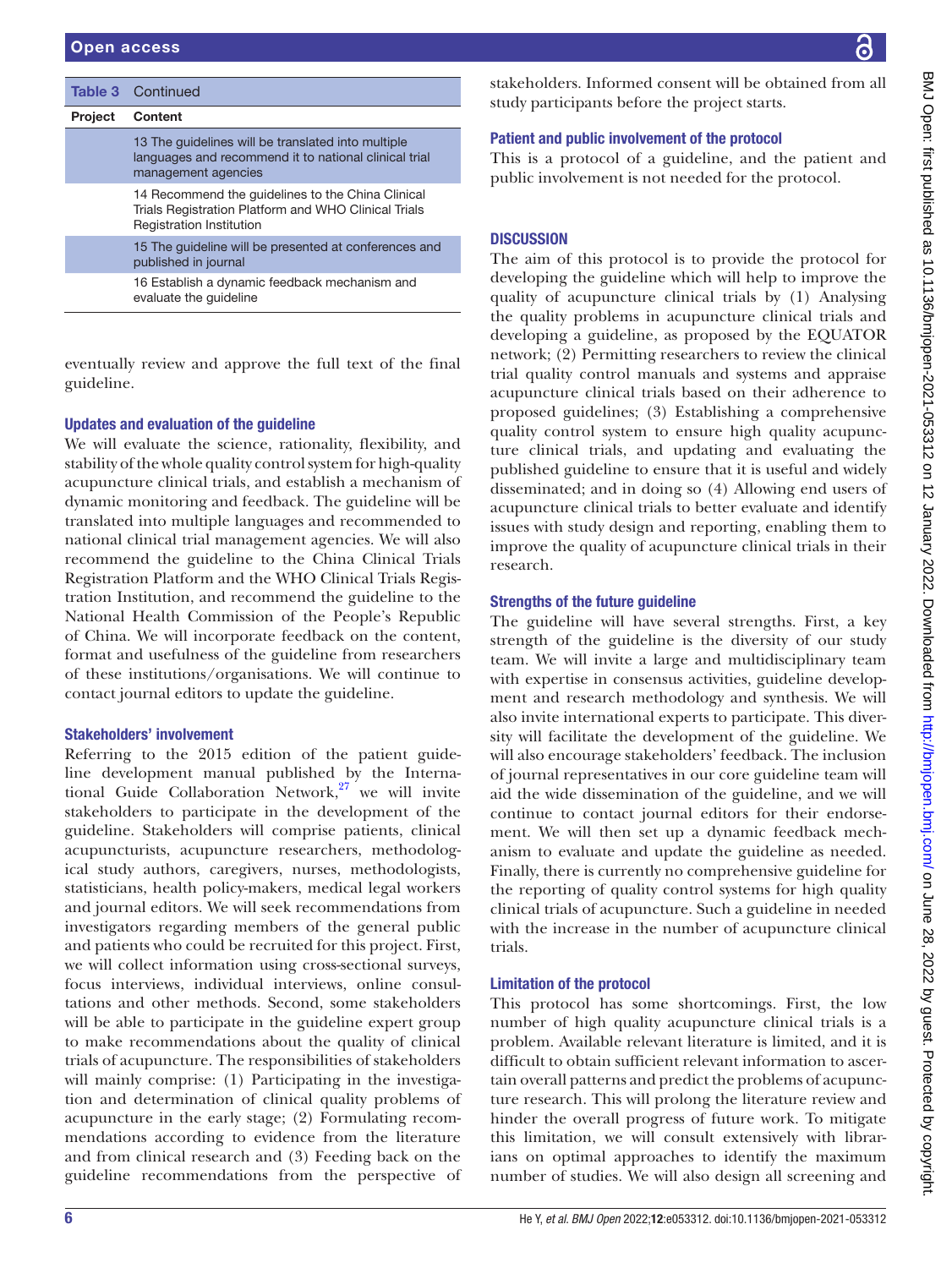**Table 3** Continued

| Project | Content |
|---|---|
| | 13 The guidelines will be translated into multiple languages and recommend it to national clinical trial management agencies |
| | 14 Recommend the guidelines to the China Clinical Trials Registration Platform and WHO Clinical Trials Registration Institution |
| | 15 The guideline will be presented at conferences and published in journal |
| | 16 Establish a dynamic feedback mechanism and evaluate the guideline |

eventually review and approve the full text of the final guideline.

### Updates and evaluation of the guideline

We will evaluate the science, rationality, flexibility, and stability of the whole quality control system for high-quality acupuncture clinical trials, and establish a mechanism of dynamic monitoring and feedback. The guideline will be translated into multiple languages and recommended to national clinical trial management agencies. We will also recommend the guideline to the China Clinical Trials Registration Platform and the WHO Clinical Trials Registration Institution, and recommend the guideline to the National Health Commission of the People's Republic of China. We will incorporate feedback on the content, format and usefulness of the guideline from researchers of these institutions/organisations. We will continue to contact journal editors to update the guideline.

### Stakeholders' involvement

Referring to the 2015 edition of the patient guideline development manual published by the International Guide Collaboration Network,[27] we will invite stakeholders to participate in the development of the guideline. Stakeholders will comprise patients, clinical acupuncturists, acupuncture researchers, methodological study authors, caregivers, nurses, methodologists, statisticians, health policy-makers, medical legal workers and journal editors. We will seek recommendations from investigators regarding members of the general public and patients who could be recruited for this project. First, we will collect information using cross-sectional surveys, focus interviews, individual interviews, online consultations and other methods. Second, some stakeholders will be able to participate in the guideline expert group to make recommendations about the quality of clinical trials of acupuncture. The responsibilities of stakeholders will mainly comprise: (1) Participating in the investigation and determination of clinical quality problems of acupuncture in the early stage; (2) Formulating recommendations according to evidence from the literature and from clinical research and (3) Feeding back on the guideline recommendations from the perspective of stakeholders. Informed consent will be obtained from all study participants before the project starts.

### Patient and public involvement of the protocol

This is a protocol of a guideline, and the patient and public involvement is not needed for the protocol.

## DISCUSSION

The aim of this protocol is to provide the protocol for developing the guideline which will help to improve the quality of acupuncture clinical trials by (1) Analysing the quality problems in acupuncture clinical trials and developing a guideline, as proposed by the EQUATOR network; (2) Permitting researchers to review the clinical trial quality control manuals and systems and appraise acupuncture clinical trials based on their adherence to proposed guidelines; (3) Establishing a comprehensive quality control system to ensure high quality acupuncture clinical trials, and updating and evaluating the published guideline to ensure that it is useful and widely disseminated; and in doing so (4) Allowing end users of acupuncture clinical trials to better evaluate and identify issues with study design and reporting, enabling them to improve the quality of acupuncture clinical trials in their research.

### Strengths of the future guideline

The guideline will have several strengths. First, a key strength of the guideline is the diversity of our study team. We will invite a large and multidisciplinary team with expertise in consensus activities, guideline development and research methodology and synthesis. We will also invite international experts to participate. This diversity will facilitate the development of the guideline. We will also encourage stakeholders' feedback. The inclusion of journal representatives in our core guideline team will aid the wide dissemination of the guideline, and we will continue to contact journal editors for their endorsement. We will then set up a dynamic feedback mechanism to evaluate and update the guideline as needed. Finally, there is currently no comprehensive guideline for the reporting of quality control systems for high quality clinical trials of acupuncture. Such a guideline in needed with the increase in the number of acupuncture clinical trials.

### Limitation of the protocol

This protocol has some shortcomings. First, the low number of high quality acupuncture clinical trials is a problem. Available relevant literature is limited, and it is difficult to obtain sufficient relevant information to ascertain overall patterns and predict the problems of acupuncture research. This will prolong the literature review and hinder the overall progress of future work. To mitigate this limitation, we will consult extensively with librarians on optimal approaches to identify the maximum number of studies. We will also design all screening and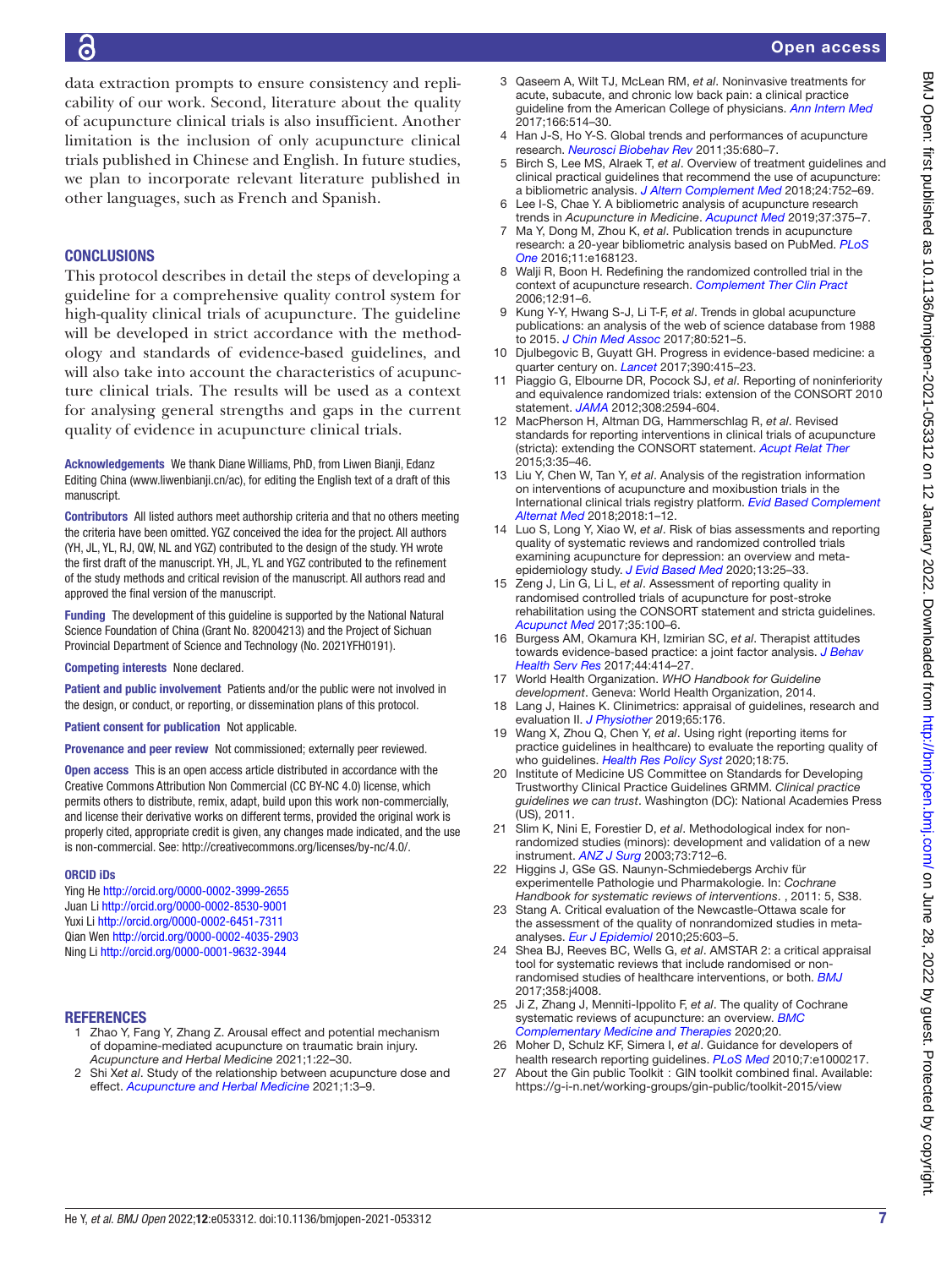data extraction prompts to ensure consistency and replicability of our work. Second, literature about the quality of acupuncture clinical trials is also insufficient. Another limitation is the inclusion of only acupuncture clinical trials published in Chinese and English. In future studies, we plan to incorporate relevant literature published in other languages, such as French and Spanish.

## CONCLUSIONS

This protocol describes in detail the steps of developing a guideline for a comprehensive quality control system for high-quality clinical trials of acupuncture. The guideline will be developed in strict accordance with the methodology and standards of evidence-based guidelines, and will also take into account the characteristics of acupuncture clinical trials. The results will be used as a context for analysing general strengths and gaps in the current quality of evidence in acupuncture clinical trials.

**Acknowledgements** We thank Diane Williams, PhD, from Liwen Bianji, Edanz Editing China (www.liwenbianji.cn/ac), for editing the English text of a draft of this manuscript.

**Contributors** All listed authors meet authorship criteria and that no others meeting the criteria have been omitted. YGZ conceived the idea for the project. All authors (YH, JL, YL, RJ, QW, NL and YGZ) contributed to the design of the study. YH wrote the first draft of the manuscript. YH, JL, YL and YGZ contributed to the refinement of the study methods and critical revision of the manuscript. All authors read and approved the final version of the manuscript.

**Funding** The development of this guideline is supported by the National Natural Science Foundation of China (Grant No. 82004213) and the Project of Sichuan Provincial Department of Science and Technology (No. 2021YFH0191).

**Competing interests** None declared.

**Patient and public involvement** Patients and/or the public were not involved in the design, or conduct, or reporting, or dissemination plans of this protocol.

**Patient consent for publication** Not applicable.

**Provenance and peer review** Not commissioned; externally peer reviewed.

**Open access** This is an open access article distributed in accordance with the Creative Commons Attribution Non Commercial (CC BY-NC 4.0) license, which permits others to distribute, remix, adapt, build upon this work non-commercially, and license their derivative works on different terms, provided the original work is properly cited, appropriate credit is given, any changes made indicated, and the use is non-commercial. See: http://creativecommons.org/licenses/by-nc/4.0/.

### ORCID iDs

Ying He http://orcid.org/0000-0002-3999-2655
Juan Li http://orcid.org/0000-0002-8530-9001
Yuxi Li http://orcid.org/0000-0002-6451-7311
Qian Wen http://orcid.org/0000-0002-4035-2903
Ning Li http://orcid.org/0000-0001-9632-3944

## REFERENCES

1. Zhao Y, Fang Y, Zhang Z. Arousal effect and potential mechanism of dopamine-mediated acupuncture on traumatic brain injury. *Acupuncture and Herbal Medicine* 2021;1:22–30.
2. Shi X*et al*. Study of the relationship between acupuncture dose and effect. *Acupuncture and Herbal Medicine* 2021;1:3–9.
3. Qaseem A, Wilt TJ, McLean RM, *et al*. Noninvasive treatments for acute, subacute, and chronic low back pain: a clinical practice guideline from the American College of physicians. *Ann Intern Med* 2017;166:514–30.
4. Han J-S, Ho Y-S. Global trends and performances of acupuncture research. *Neurosci Biobehav Rev* 2011;35:680–7.
5. Birch S, Lee MS, Alraek T, *et al*. Overview of treatment guidelines and clinical practical guidelines that recommend the use of acupuncture: a bibliometric analysis. *J Altern Complement Med* 2018;24:752–69.
6. Lee I-S, Chae Y. A bibliometric analysis of acupuncture research trends in *Acupuncture in Medicine*. *Acupunct Med* 2019;37:375–7.
7. Ma Y, Dong M, Zhou K, *et al*. Publication trends in acupuncture research: a 20-year bibliometric analysis based on PubMed. *PLoS One* 2016;11:e168123.
8. Walji R, Boon H. Redefining the randomized controlled trial in the context of acupuncture research. *Complement Ther Clin Pract* 2006;12:91–6.
9. Kung Y-Y, Hwang S-J, Li T-F, *et al*. Trends in global acupuncture publications: an analysis of the web of science database from 1988 to 2015. *J Chin Med Assoc* 2017;80:521–5.
10. Djulbegovic B, Guyatt GH. Progress in evidence-based medicine: a quarter century on. *Lancet* 2017;390:415–23.
11. Piaggio G, Elbourne DR, Pocock SJ, *et al*. Reporting of noninferiority and equivalence randomized trials: extension of the CONSORT 2010 statement. *JAMA* 2012;308:2594-604.
12. MacPherson H, Altman DG, Hammerschlag R, *et al*. Revised standards for reporting interventions in clinical trials of acupuncture (stricta): extending the CONSORT statement. *Acupt Relat Ther* 2015;3:35–46.
13. Liu Y, Chen W, Tan Y, *et al*. Analysis of the registration information on interventions of acupuncture and moxibustion trials in the International clinical trials registry platform. *Evid Based Complement Alternat Med* 2018;2018:1–12.
14. Luo S, Long Y, Xiao W, *et al*. Risk of bias assessments and reporting quality of systematic reviews and randomized controlled trials examining acupuncture for depression: an overview and meta-epidemiology study. *J Evid Based Med* 2020;13:25–33.
15. Zeng J, Lin G, Li L, *et al*. Assessment of reporting quality in randomised controlled trials of acupuncture for post-stroke rehabilitation using the CONSORT statement and stricta guidelines. *Acupunct Med* 2017;35:100–6.
16. Burgess AM, Okamura KH, Izmirian SC, *et al*. Therapist attitudes towards evidence-based practice: a joint factor analysis. *J Behav Health Serv Res* 2017;44:414–27.
17. World Health Organization. *WHO Handbook for Guideline development*. Geneva: World Health Organization, 2014.
18. Lang J, Haines K. Clinimetrics: appraisal of guidelines, research and evaluation II. *J Physiother* 2019;65:176.
19. Wang X, Zhou Q, Chen Y, *et al*. Using right (reporting items for practice guidelines in healthcare) to evaluate the reporting quality of who guidelines. *Health Res Policy Syst* 2020;18:75.
20. Institute of Medicine US Committee on Standards for Developing Trustworthy Clinical Practice Guidelines GRMM. *Clinical practice guidelines we can trust*. Washington (DC): National Academies Press (US), 2011.
21. Slim K, Nini E, Forestier D, *et al*. Methodological index for non-randomized studies (minors): development and validation of a new instrument. *ANZ J Surg* 2003;73:712–6.
22. Higgins J, GSe GS. Naunyn-Schmiedebergs Archiv für experimentelle Pathologie und Pharmakologie. In: *Cochrane Handbook for systematic reviews of interventions*. , 2011: 5, S38.
23. Stang A. Critical evaluation of the Newcastle-Ottawa scale for the assessment of the quality of nonrandomized studies in meta-analyses. *Eur J Epidemiol* 2010;25:603–5.
24. Shea BJ, Reeves BC, Wells G, *et al*. AMSTAR 2: a critical appraisal tool for systematic reviews that include randomised or non-randomised studies of healthcare interventions, or both. *BMJ* 2017;358:j4008.
25. Ji Z, Zhang J, Menniti-Ippolito F, *et al*. The quality of Cochrane systematic reviews of acupuncture: an overview. *BMC Complementary Medicine and Therapies* 2020;20.
26. Moher D, Schulz KF, Simera I, *et al*. Guidance for developers of health research reporting guidelines. *PLoS Med* 2010;7:e1000217.
27. About the Gin public Toolkit：GIN toolkit combined final. Available: https://g-i-n.net/working-groups/gin-public/toolkit-2015/view